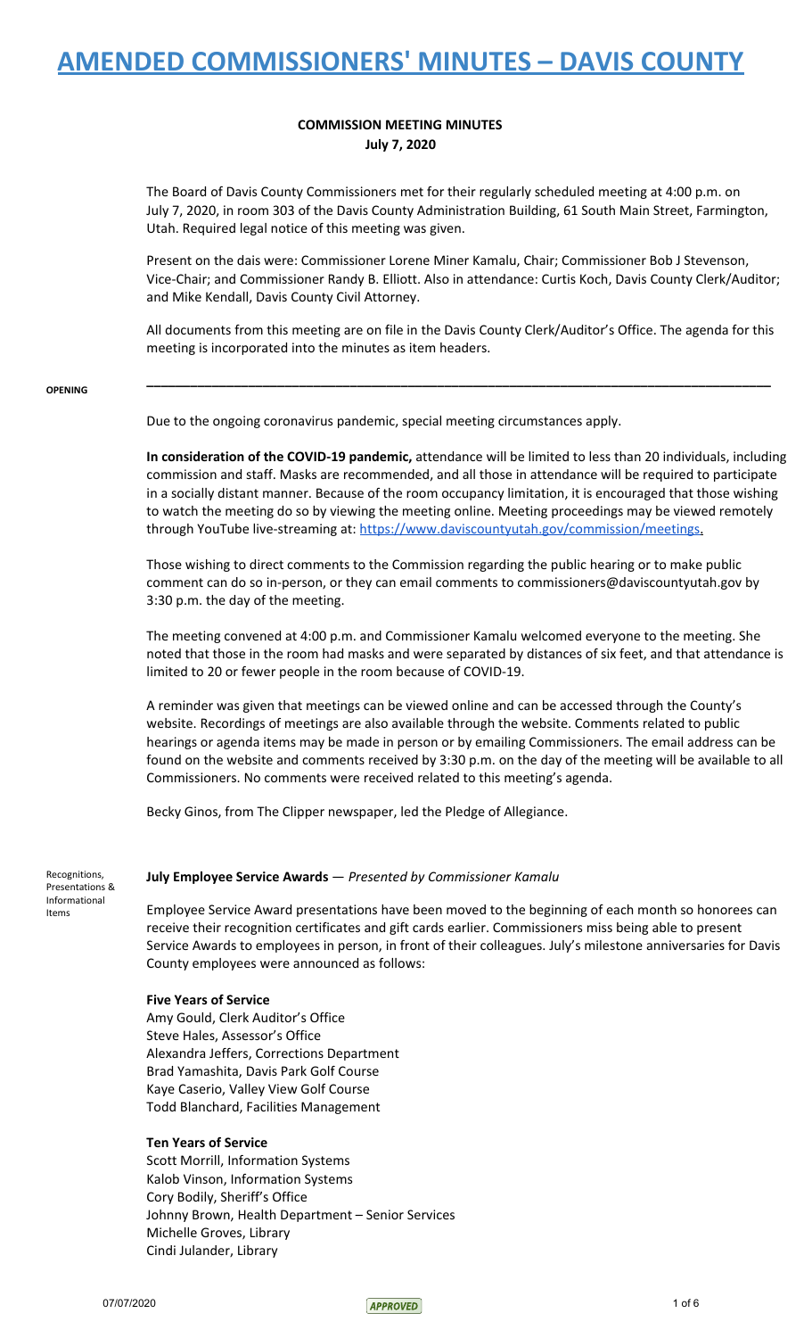# AMENDED COMMISSIONERS' MINUTES – DAVIS COUNTY

## COMMISSION MEETING MINUTES
**July 7, 2020**

The Board of Davis County Commissioners met for their regularly scheduled meeting at 4:00 p.m. on July 7, 2020, in room 303 of the Davis County Administration Building, 61 South Main Street, Farmington, Utah. Required legal notice of this meeting was given.

Present on the dais were: Commissioner Lorene Miner Kamalu, Chair; Commissioner Bob J Stevenson, Vice-Chair; and Commissioner Randy B. Elliott. Also in attendance: Curtis Koch, Davis County Clerk/Auditor; and Mike Kendall, Davis County Civil Attorney.

All documents from this meeting are on file in the Davis County Clerk/Auditor's Office. The agenda for this meeting is incorporated into the minutes as item headers.

---

**OPENING**

Due to the ongoing coronavirus pandemic, special meeting circumstances apply.

**In consideration of the COVID-19 pandemic,** attendance will be limited to less than 20 individuals, including commission and staff. Masks are recommended, and all those in attendance will be required to participate in a socially distant manner. Because of the room occupancy limitation, it is encouraged that those wishing to watch the meeting do so by viewing the meeting online. Meeting proceedings may be viewed remotely through YouTube live-streaming at: https://www.daviscountyutah.gov/commission/meetings.

Those wishing to direct comments to the Commission regarding the public hearing or to make public comment can do so in-person, or they can email comments to commissioners@daviscountyutah.gov by 3:30 p.m. the day of the meeting.

The meeting convened at 4:00 p.m. and Commissioner Kamalu welcomed everyone to the meeting. She noted that those in the room had masks and were separated by distances of six feet, and that attendance is limited to 20 or fewer people in the room because of COVID-19.

A reminder was given that meetings can be viewed online and can be accessed through the County's website. Recordings of meetings are also available through the website. Comments related to public hearings or agenda items may be made in person or by emailing Commissioners. The email address can be found on the website and comments received by 3:30 p.m. on the day of the meeting will be available to all Commissioners. No comments were received related to this meeting's agenda.

Becky Ginos, from The Clipper newspaper, led the Pledge of Allegiance.

**Recognitions, Presentations & Informational Items**

**July Employee Service Awards** — *Presented by Commissioner Kamalu*

Employee Service Award presentations have been moved to the beginning of each month so honorees can receive their recognition certificates and gift cards earlier. Commissioners miss being able to present Service Awards to employees in person, in front of their colleagues. July's milestone anniversaries for Davis County employees were announced as follows:

**Five Years of Service**

Amy Gould, Clerk Auditor's Office
Steve Hales, Assessor's Office
Alexandra Jeffers, Corrections Department
Brad Yamashita, Davis Park Golf Course
Kaye Caserio, Valley View Golf Course
Todd Blanchard, Facilities Management

**Ten Years of Service**

Scott Morrill, Information Systems
Kalob Vinson, Information Systems
Cory Bodily, Sheriff's Office
Johnny Brown, Health Department – Senior Services
Michelle Groves, Library
Cindi Julander, Library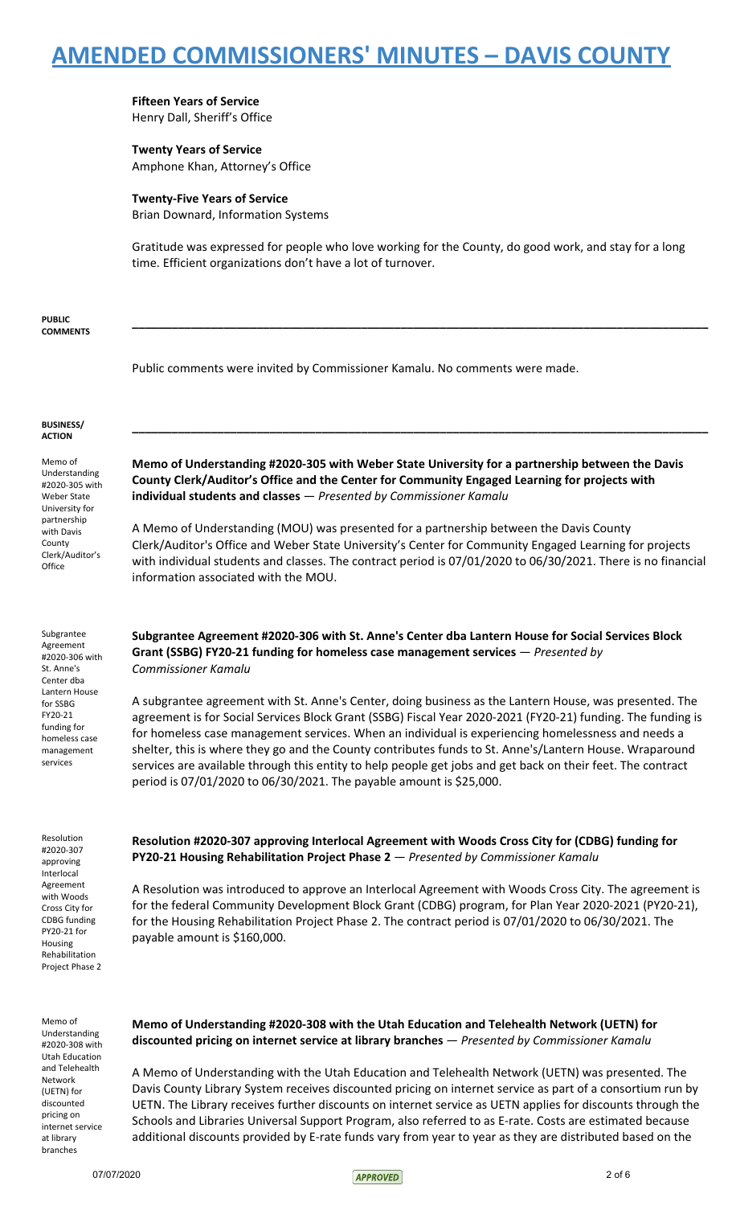**Fifteen Years of Service**
Henry Dall, Sheriff's Office

**Twenty Years of Service**
Amphone Khan, Attorney's Office

**Twenty-Five Years of Service**
Brian Downard, Information Systems

Gratitude was expressed for people who love working for the County, do good work, and stay for a long time. Efficient organizations don't have a lot of turnover.

**PUBLIC COMMENTS**

---

Public comments were invited by Commissioner Kamalu. No comments were made.

**BUSINESS/ ACTION**

---

Memo of Understanding #2020-305 with Weber State University for partnership with Davis County Clerk/Auditor's Office

**Memo of Understanding #2020-305 with Weber State University for a partnership between the Davis County Clerk/Auditor's Office and the Center for Community Engaged Learning for projects with individual students and classes** — *Presented by Commissioner Kamalu*

A Memo of Understanding (MOU) was presented for a partnership between the Davis County Clerk/Auditor's Office and Weber State University's Center for Community Engaged Learning for projects with individual students and classes. The contract period is 07/01/2020 to 06/30/2021. There is no financial information associated with the MOU.

Subgrantee Agreement #2020-306 with St. Anne's Center dba Lantern House for SSBG FY20-21 funding for homeless case management services

**Subgrantee Agreement #2020-306 with St. Anne's Center dba Lantern House for Social Services Block Grant (SSBG) FY20-21 funding for homeless case management services** — *Presented by Commissioner Kamalu*

A subgrantee agreement with St. Anne's Center, doing business as the Lantern House, was presented. The agreement is for Social Services Block Grant (SSBG) Fiscal Year 2020-2021 (FY20-21) funding. The funding is for homeless case management services. When an individual is experiencing homelessness and needs a shelter, this is where they go and the County contributes funds to St. Anne's/Lantern House. Wraparound services are available through this entity to help people get jobs and get back on their feet. The contract period is 07/01/2020 to 06/30/2021. The payable amount is $25,000.

Resolution #2020-307 approving Interlocal Agreement with Woods Cross City for CDBG funding PY20-21 for Housing Rehabilitation Project Phase 2

**Resolution #2020-307 approving Interlocal Agreement with Woods Cross City for (CDBG) funding for PY20-21 Housing Rehabilitation Project Phase 2** — *Presented by Commissioner Kamalu*

A Resolution was introduced to approve an Interlocal Agreement with Woods Cross City. The agreement is for the federal Community Development Block Grant (CDBG) program, for Plan Year 2020-2021 (PY20-21), for the Housing Rehabilitation Project Phase 2. The contract period is 07/01/2020 to 06/30/2021. The payable amount is $160,000.

Memo of Understanding #2020-308 with Utah Education and Telehealth Network (UETN) for discounted pricing on internet service at library branches

**Memo of Understanding #2020-308 with the Utah Education and Telehealth Network (UETN) for discounted pricing on internet service at library branches** — *Presented by Commissioner Kamalu*

A Memo of Understanding with the Utah Education and Telehealth Network (UETN) was presented. The Davis County Library System receives discounted pricing on internet service as part of a consortium run by UETN. The Library receives further discounts on internet service as UETN applies for discounts through the Schools and Libraries Universal Support Program, also referred to as E-rate. Costs are estimated because additional discounts provided by E-rate funds vary from year to year as they are distributed based on the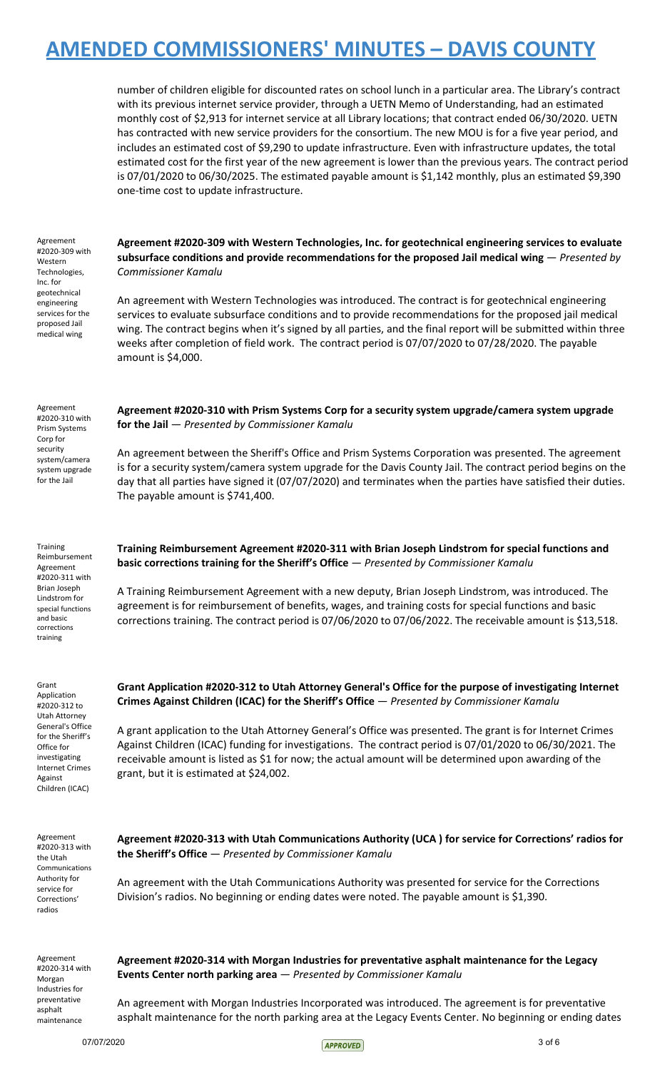number of children eligible for discounted rates on school lunch in a particular area. The Library's contract with its previous internet service provider, through a UETN Memo of Understanding, had an estimated monthly cost of $2,913 for internet service at all Library locations; that contract ended 06/30/2020. UETN has contracted with new service providers for the consortium. The new MOU is for a five year period, and includes an estimated cost of $9,290 to update infrastructure. Even with infrastructure updates, the total estimated cost for the first year of the new agreement is lower than the previous years. The contract period is 07/01/2020 to 06/30/2025. The estimated payable amount is $1,142 monthly, plus an estimated $9,390 one-time cost to update infrastructure.

Agreement #2020-309 with Western Technologies, Inc. for geotechnical engineering services for the proposed Jail medical wing

**Agreement #2020-309 with Western Technologies, Inc. for geotechnical engineering services to evaluate subsurface conditions and provide recommendations for the proposed Jail medical wing** — *Presented by Commissioner Kamalu*

An agreement with Western Technologies was introduced. The contract is for geotechnical engineering services to evaluate subsurface conditions and to provide recommendations for the proposed jail medical wing. The contract begins when it's signed by all parties, and the final report will be submitted within three weeks after completion of field work. The contract period is 07/07/2020 to 07/28/2020. The payable amount is $4,000.

Agreement #2020-310 with Prism Systems Corp for security system/camera system upgrade for the Jail

**Agreement #2020-310 with Prism Systems Corp for a security system upgrade/camera system upgrade for the Jail** — *Presented by Commissioner Kamalu*

An agreement between the Sheriff's Office and Prism Systems Corporation was presented. The agreement is for a security system/camera system upgrade for the Davis County Jail. The contract period begins on the day that all parties have signed it (07/07/2020) and terminates when the parties have satisfied their duties. The payable amount is $741,400.

Training Reimbursement Agreement #2020-311 with Brian Joseph Lindstrom for special functions and basic corrections training

**Training Reimbursement Agreement #2020-311 with Brian Joseph Lindstrom for special functions and basic corrections training for the Sheriff's Office** — *Presented by Commissioner Kamalu*

A Training Reimbursement Agreement with a new deputy, Brian Joseph Lindstrom, was introduced. The agreement is for reimbursement of benefits, wages, and training costs for special functions and basic corrections training. The contract period is 07/06/2020 to 07/06/2022. The receivable amount is $13,518.

Grant Application #2020-312 to Utah Attorney General's Office for the Sheriff's Office for investigating Internet Crimes Against Children (ICAC)

**Grant Application #2020-312 to Utah Attorney General's Office for the purpose of investigating Internet Crimes Against Children (ICAC) for the Sheriff's Office** — *Presented by Commissioner Kamalu*

A grant application to the Utah Attorney General's Office was presented. The grant is for Internet Crimes Against Children (ICAC) funding for investigations. The contract period is 07/01/2020 to 06/30/2021. The receivable amount is listed as $1 for now; the actual amount will be determined upon awarding of the grant, but it is estimated at $24,002.

Agreement #2020-313 with the Utah Communications Authority for service for Corrections' radios

**Agreement #2020-313 with Utah Communications Authority (UCA ) for service for Corrections' radios for the Sheriff's Office** — *Presented by Commissioner Kamalu*

An agreement with the Utah Communications Authority was presented for service for the Corrections Division's radios. No beginning or ending dates were noted. The payable amount is $1,390.

Agreement #2020-314 with Morgan Industries for preventative asphalt maintenance

**Agreement #2020-314 with Morgan Industries for preventative asphalt maintenance for the Legacy Events Center north parking area** — *Presented by Commissioner Kamalu*

An agreement with Morgan Industries Incorporated was introduced. The agreement is for preventative asphalt maintenance for the north parking area at the Legacy Events Center. No beginning or ending dates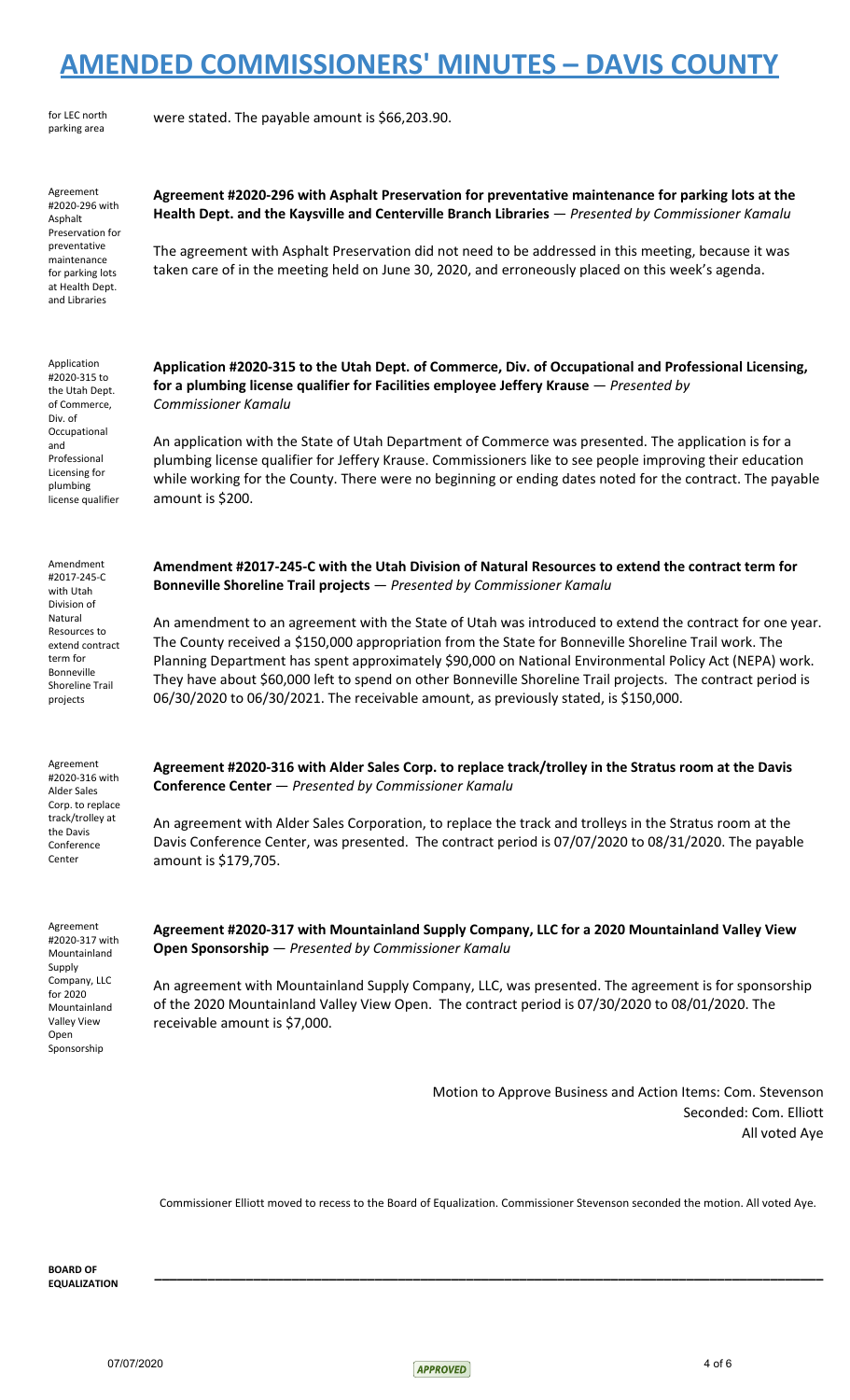for LEC north parking area

were stated. The payable amount is $66,203.90.

Agreement #2020-296 with Asphalt Preservation for preventative maintenance for parking lots at Health Dept. and Libraries

**Agreement #2020-296 with Asphalt Preservation for preventative maintenance for parking lots at the Health Dept. and the Kaysville and Centerville Branch Libraries** — *Presented by Commissioner Kamalu*

The agreement with Asphalt Preservation did not need to be addressed in this meeting, because it was taken care of in the meeting held on June 30, 2020, and erroneously placed on this week's agenda.

Application #2020-315 to the Utah Dept. of Commerce, Div. of Occupational and Professional Licensing for plumbing license qualifier

**Application #2020-315 to the Utah Dept. of Commerce, Div. of Occupational and Professional Licensing, for a plumbing license qualifier for Facilities employee Jeffery Krause** — *Presented by Commissioner Kamalu*

An application with the State of Utah Department of Commerce was presented. The application is for a plumbing license qualifier for Jeffery Krause. Commissioners like to see people improving their education while working for the County. There were no beginning or ending dates noted for the contract. The payable amount is $200.

Amendment #2017-245-C with Utah Division of Natural Resources to extend contract term for Bonneville Shoreline Trail projects

**Amendment #2017-245-C with the Utah Division of Natural Resources to extend the contract term for Bonneville Shoreline Trail projects** — *Presented by Commissioner Kamalu*

An amendment to an agreement with the State of Utah was introduced to extend the contract for one year. The County received a $150,000 appropriation from the State for Bonneville Shoreline Trail work. The Planning Department has spent approximately $90,000 on National Environmental Policy Act (NEPA) work. They have about $60,000 left to spend on other Bonneville Shoreline Trail projects. The contract period is 06/30/2020 to 06/30/2021. The receivable amount, as previously stated, is $150,000.

Agreement #2020-316 with Alder Sales Corp. to replace track/trolley at the Davis Conference Center

**Agreement #2020-316 with Alder Sales Corp. to replace track/trolley in the Stratus room at the Davis Conference Center** — *Presented by Commissioner Kamalu*

An agreement with Alder Sales Corporation, to replace the track and trolleys in the Stratus room at the Davis Conference Center, was presented. The contract period is 07/07/2020 to 08/31/2020. The payable amount is $179,705.

Agreement #2020-317 with Mountainland Supply Company, LLC for 2020 Mountainland Valley View Open Sponsorship

**Agreement #2020-317 with Mountainland Supply Company, LLC for a 2020 Mountainland Valley View Open Sponsorship** — *Presented by Commissioner Kamalu*

An agreement with Mountainland Supply Company, LLC, was presented. The agreement is for sponsorship of the 2020 Mountainland Valley View Open. The contract period is 07/30/2020 to 08/01/2020. The receivable amount is $7,000.

Motion to Approve Business and Action Items: Com. Stevenson
Seconded: Com. Elliott
All voted Aye

Commissioner Elliott moved to recess to the Board of Equalization. Commissioner Stevenson seconded the motion. All voted Aye.

**BOARD OF EQUALIZATION**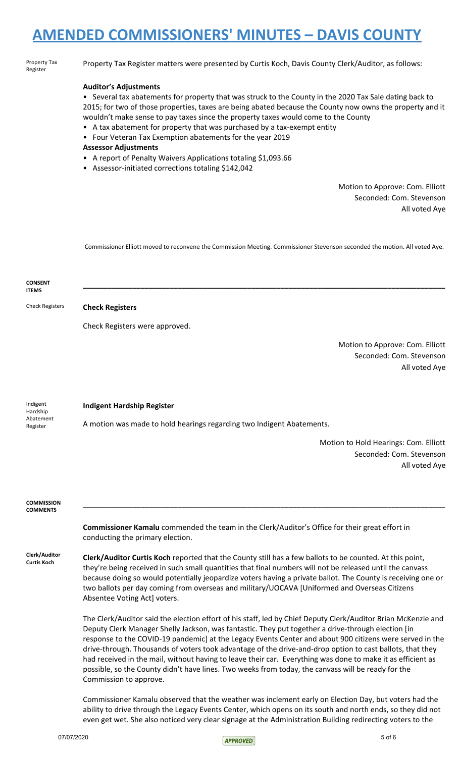Property Tax Register

Property Tax Register matters were presented by Curtis Koch, Davis County Clerk/Auditor, as follows:

**Auditor's Adjustments**

- Several tax abatements for property that was struck to the County in the 2020 Tax Sale dating back to 2015; for two of those properties, taxes are being abated because the County now owns the property and it wouldn't make sense to pay taxes since the property taxes would come to the County
- A tax abatement for property that was purchased by a tax-exempt entity
- Four Veteran Tax Exemption abatements for the year 2019

**Assessor Adjustments**

- A report of Penalty Waivers Applications totaling $1,093.66
- Assessor-initiated corrections totaling $142,042

Motion to Approve: Com. Elliott
Seconded: Com. Stevenson
All voted Aye

Commissioner Elliott moved to reconvene the Commission Meeting. Commissioner Stevenson seconded the motion. All voted Aye.

**CONSENT ITEMS**

---

Check Registers

**Check Registers**

Check Registers were approved.

Motion to Approve: Com. Elliott
Seconded: Com. Stevenson
All voted Aye

Indigent Hardship Abatement Register

**Indigent Hardship Register**

A motion was made to hold hearings regarding two Indigent Abatements.

Motion to Hold Hearings: Com. Elliott
Seconded: Com. Stevenson
All voted Aye

**COMMISSION COMMENTS**

---

**Commissioner Kamalu** commended the team in the Clerk/Auditor's Office for their great effort in conducting the primary election.

**Clerk/Auditor Curtis Koch**

**Clerk/Auditor Curtis Koch** reported that the County still has a few ballots to be counted. At this point, they're being received in such small quantities that final numbers will not be released until the canvass because doing so would potentially jeopardize voters having a private ballot. The County is receiving one or two ballots per day coming from overseas and military/UOCAVA [Uniformed and Overseas Citizens Absentee Voting Act] voters.

The Clerk/Auditor said the election effort of his staff, led by Chief Deputy Clerk/Auditor Brian McKenzie and Deputy Clerk Manager Shelly Jackson, was fantastic. They put together a drive-through election [in response to the COVID-19 pandemic] at the Legacy Events Center and about 900 citizens were served in the drive-through. Thousands of voters took advantage of the drive-and-drop option to cast ballots, that they had received in the mail, without having to leave their car. Everything was done to make it as efficient as possible, so the County didn't have lines. Two weeks from today, the canvass will be ready for the Commission to approve.

Commissioner Kamalu observed that the weather was inclement early on Election Day, but voters had the ability to drive through the Legacy Events Center, which opens on its south and north ends, so they did not even get wet. She also noticed very clear signage at the Administration Building redirecting voters to the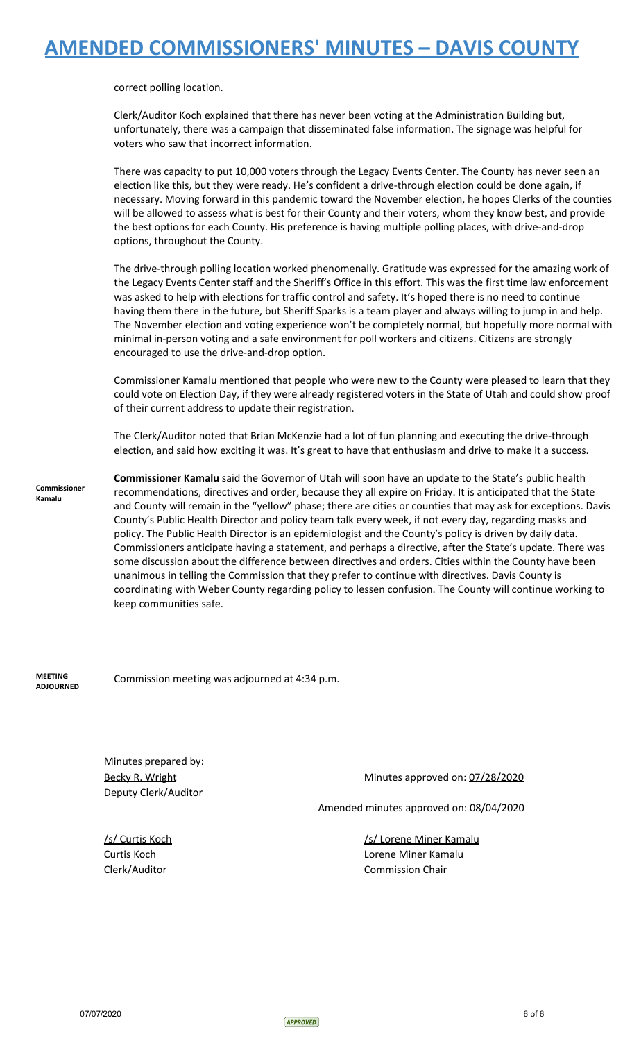correct polling location.

Clerk/Auditor Koch explained that there has never been voting at the Administration Building but, unfortunately, there was a campaign that disseminated false information. The signage was helpful for voters who saw that incorrect information.

There was capacity to put 10,000 voters through the Legacy Events Center. The County has never seen an election like this, but they were ready. He's confident a drive-through election could be done again, if necessary. Moving forward in this pandemic toward the November election, he hopes Clerks of the counties will be allowed to assess what is best for their County and their voters, whom they know best, and provide the best options for each County. His preference is having multiple polling places, with drive-and-drop options, throughout the County.

The drive-through polling location worked phenomenally. Gratitude was expressed for the amazing work of the Legacy Events Center staff and the Sheriff's Office in this effort. This was the first time law enforcement was asked to help with elections for traffic control and safety. It's hoped there is no need to continue having them there in the future, but Sheriff Sparks is a team player and always willing to jump in and help. The November election and voting experience won't be completely normal, but hopefully more normal with minimal in-person voting and a safe environment for poll workers and citizens. Citizens are strongly encouraged to use the drive-and-drop option.

Commissioner Kamalu mentioned that people who were new to the County were pleased to learn that they could vote on Election Day, if they were already registered voters in the State of Utah and could show proof of their current address to update their registration.

The Clerk/Auditor noted that Brian McKenzie had a lot of fun planning and executing the drive-through election, and said how exciting it was. It's great to have that enthusiasm and drive to make it a success.

**Commissioner Kamalu**

**Commissioner Kamalu** said the Governor of Utah will soon have an update to the State's public health recommendations, directives and order, because they all expire on Friday. It is anticipated that the State and County will remain in the "yellow" phase; there are cities or counties that may ask for exceptions. Davis County's Public Health Director and policy team talk every week, if not every day, regarding masks and policy. The Public Health Director is an epidemiologist and the County's policy is driven by daily data. Commissioners anticipate having a statement, and perhaps a directive, after the State's update. There was some discussion about the difference between directives and orders. Cities within the County have been unanimous in telling the Commission that they prefer to continue with directives. Davis County is coordinating with Weber County regarding policy to lessen confusion. The County will continue working to keep communities safe.

**MEETING ADJOURNED**

Commission meeting was adjourned at 4:34 p.m.

Minutes prepared by:
Becky R. Wright
Deputy Clerk/Auditor

Minutes approved on: 07/28/2020

Amended minutes approved on: 08/04/2020

/s/ Curtis Koch
Curtis Koch
Clerk/Auditor

/s/ Lorene Miner Kamalu
Lorene Miner Kamalu
Commission Chair